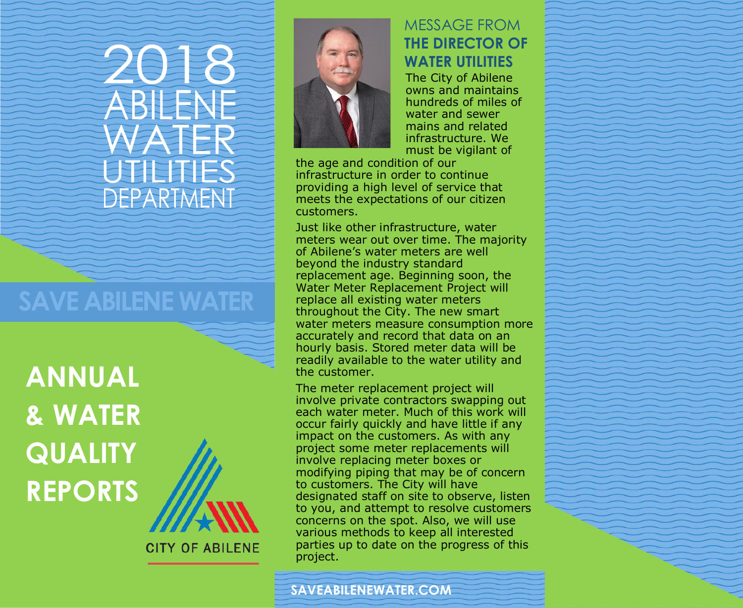# 2018 ABILENE WATER UTILITIES DEPARTMENT

SAVE ABILENE WATER

# ANNUAL & WATER QUALITY REPORTS

CITY OF ABILENE

## MESSAGE FROM THE DIRECTOR OF WATER UTILITIES

The City of Abilene owns and maintains hundreds of miles of water and sewer mains and related infrastructure. We must be vigilant of the age and condition of our infrastructure in order to continue providing a high level of service that meets the expectations of our citizen customers.

Just like other infrastructure, water meters wear out over time. The majority of Abilene's water meters are well beyond the industry standard replacement age. Beginning soon, the Water Meter Replacement Project will replace all existing water meters throughout the City. The new smart water meters measure consumption more accurately and record that data on an hourly basis. Stored meter data will be readily available to the water utility and the customer.

The meter replacement project will involve private contractors swapping out each water meter. Much of this work will occur fairly quickly and have little if any impact on the customers. As with any project some meter replacements will involve replacing meter boxes or modifying piping that may be of concern to customers. The City will have designated staff on site to observe, listen to you, and attempt to resolve customers concerns on the spot. Also, we will use various methods to keep all interested parties up to date on the progress of this project.

SAVEABILENEWATER.COM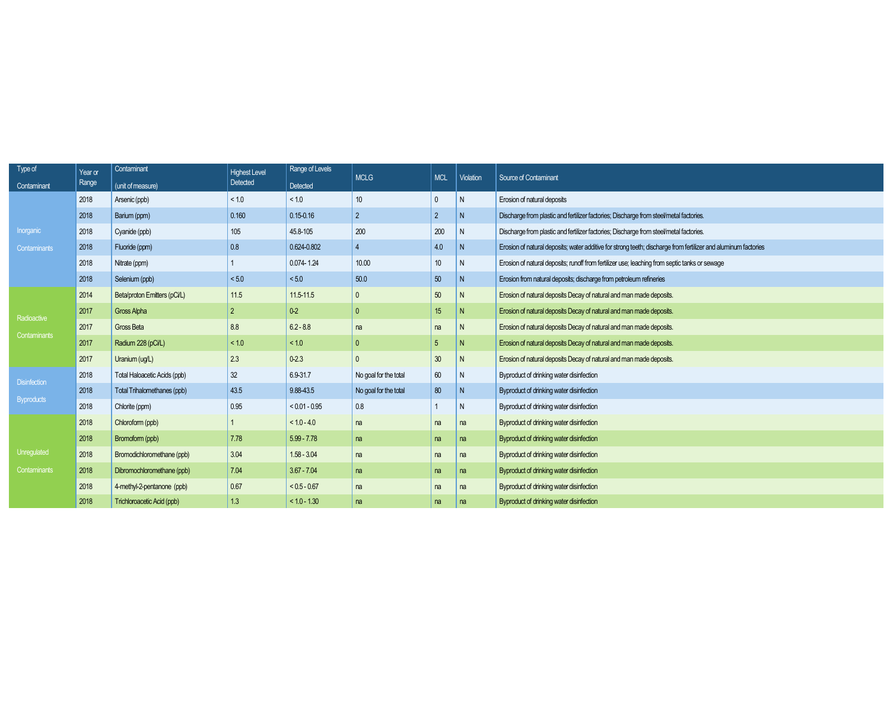| Type of Contaminant | Year or Range | Contaminant (unit of measure) | Highest Level Detected | Range of Levels Detected | MCLG | MCL | Violation | Source of Contaminant |
|---|---|---|---|---|---|---|---|---|
| Inorganic Contaminants | 2018 | Arsenic (ppb) | < 1.0 | < 1.0 | 10 | 0 | N | Erosion of natural deposits |
| | 2018 | Barium (ppm) | 0.160 | 0.15-0.16 | 2 | 2 | N | Discharge from plastic and fertilizer factories; Discharge from steel/metal factories. |
| | 2018 | Cyanide (ppb) | 105 | 45.8-105 | 200 | 200 | N | Discharge from plastic and fertilizer factories; Discharge from steel/metal factories. |
| | 2018 | Fluoride (ppm) | 0.8 | 0.624-0.802 | 4 | 4.0 | N | Erosion of natural deposits; water additive for strong teeth; discharge from fertilizer and aluminum factories |
| | 2018 | Nitrate (ppm) | 1 | 0.074- 1.24 | 10.00 | 10 | N | Erosion of natural deposits; runoff from fertilizer use; leaching from septic tanks or sewage |
| | 2018 | Selenium (ppb) | < 5.0 | < 5.0 | 50.0 | 50 | N | Erosion from natural deposits; discharge from petroleum refineries |
| Radioactive Contaminants | 2014 | Beta/proton Emitters (pCi/L) | 11.5 | 11.5-11.5 | 0 | 50 | N | Erosion of natural deposits Decay of natural and man made deposits. |
| | 2017 | Gross Alpha | 2 | 0-2 | 0 | 15 | N | Erosion of natural deposits Decay of natural and man made deposits. |
| | 2017 | Gross Beta | 8.8 | 6.2 - 8.8 | na | na | N | Erosion of natural deposits Decay of natural and man made deposits. |
| | 2017 | Radium 228 (pCi/L) | < 1.0 | < 1.0 | 0 | 5 | N | Erosion of natural deposits Decay of natural and man made deposits. |
| | 2017 | Uranium (ug/L) | 2.3 | 0-2.3 | 0 | 30 | N | Erosion of natural deposits Decay of natural and man made deposits. |
| Disinfection Byproducts | 2018 | Total Haloacetic Acids (ppb) | 32 | 6.9-31.7 | No goal for the total | 60 | N | Byproduct of drinking water disinfection |
| | 2018 | Total Trihalomethanes (ppb) | 43.5 | 9.88-43.5 | No goal for the total | 80 | N | Byproduct of drinking water disinfection |
| | 2018 | Chlorite (ppm) | 0.95 | < 0.01 - 0.95 | 0.8 | 1 | N | Byproduct of drinking water disinfection |
| Unregulated Contaminants | 2018 | Chloroform (ppb) | 1 | < 1.0 - 4.0 | na | na | na | Byproduct of drinking water disinfection |
| | 2018 | Bromoform (ppb) | 7.78 | 5.99 - 7.78 | na | na | na | Byproduct of drinking water disinfection |
| | 2018 | Bromodichloromethane (ppb) | 3.04 | 1.58 - 3.04 | na | na | na | Byproduct of drinking water disinfection |
| | 2018 | Dibromochloromethane (ppb) | 7.04 | 3.67 - 7.04 | na | na | na | Byproduct of drinking water disinfection |
| | 2018 | 4-methyl-2-pentanone (ppb) | 0.67 | < 0.5 - 0.67 | na | na | na | Byproduct of drinking water disinfection |
| | 2018 | Trichloroacetic Acid (ppb) | 1.3 | < 1.0 - 1.30 | na | na | na | Byproduct of drinking water disinfection |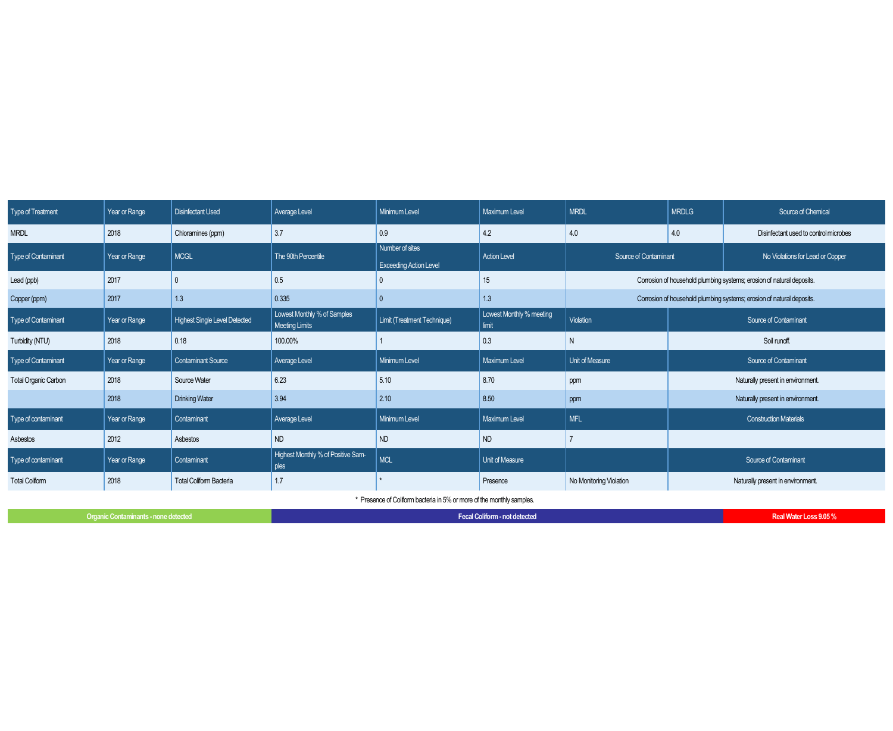| Type of Treatment | Year or Range | Disinfectant Used | Average Level | Minimum Level | Maximum Level | MRDL | MRDLG | Source of Chemical |
|---|---|---|---|---|---|---|---|---|
| MRDL | 2018 | Chloramines (ppm) | 3.7 | 0.9 | 4.2 | 4.0 | 4.0 | Disinfectant used to control microbes |
| Type of Contaminant | Year or Range | MCGL | The 90th Percentile | Number of sites Exceeding Action Level | Action Level | Source of Contaminant | | No Violations for Lead or Copper |
| Lead (ppb) | 2017 | 0 | 0.5 | 0 | 15 | Corrosion of household plumbing systems; erosion of natural deposits. | | |
| Copper (ppm) | 2017 | 1.3 | 0.335 | 0 | 1.3 | Corrosion of household plumbing systems; erosion of natural deposits. | | |
| Type of Contaminant | Year or Range | Highest Single Level Detected | Lowest Monthly % of Samples Meeting Limits | Limit (Treatment Technique) | Lowest Monthly % meeting limit | Violation | Source of Contaminant | |
| Turbidity (NTU) | 2018 | 0.18 | 100.00% | 1 | 0.3 | N | Soil runoff. | |
| Type of Contaminant | Year or Range | Contaminant Source | Average Level | Minimum Level | Maximum Level | Unit of Measure | Source of Contaminant | |
| Total Organic Carbon | 2018 | Source Water | 6.23 | 5.10 | 8.70 | ppm | Naturally present in environment. | |
| | 2018 | Drinking Water | 3.94 | 2.10 | 8.50 | ppm | Naturally present in environment. | |
| Type of contaminant | Year or Range | Contaminant | Average Level | Minimum Level | Maximum Level | MFL | Construction Materials | |
| Asbestos | 2012 | Asbestos | ND | ND | ND | 7 | | |
| Type of contaminant | Year or Range | Contaminant | Highest Monthly % of Positive Samples | MCL | Unit of Measure | | Source of Contaminant | |
| Total Coliform | 2018 | Total Coliform Bacteria | 1.7 | * | Presence | No Monitoring Violation | Naturally present in environment. | |

* Presence of Coliform bacteria in 5% or more of the monthly samples.

**Organic Contaminants - none detected** | **Fecal Coliform - not detected** | **Real Water Loss 9.05 %**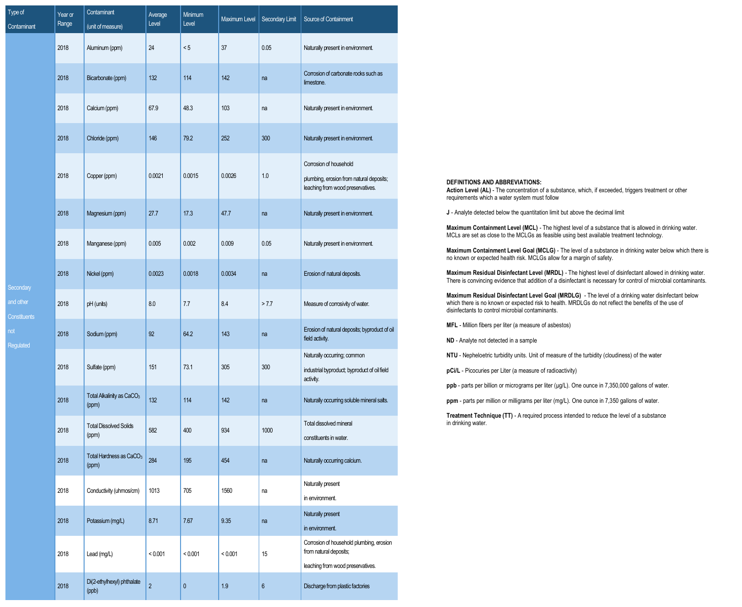| Type of Contaminant | Year or Range | Contaminant (unit of measure) | Average Level | Minimum Level | Maximum Level | Secondary Limit | Source of Containment |
|---|---|---|---|---|---|---|---|
| Secondary and other Constituents not Regulated | 2018 | Aluminum (ppm) | 24 | < 5 | 37 | 0.05 | Naturally present in environment. |
| | 2018 | Bicarbonate (ppm) | 132 | 114 | 142 | na | Corrosion of carbonate rocks such as limestone. |
| | 2018 | Calcium (ppm) | 67.9 | 48.3 | 103 | na | Naturally present in environment. |
| | 2018 | Chloride (ppm) | 146 | 79.2 | 252 | 300 | Naturally present in environment. |
| | 2018 | Copper (ppm) | 0.0021 | 0.0015 | 0.0026 | 1.0 | Corrosion of household plumbing, erosion from natural deposits; leaching from wood preservatives. |
| | 2018 | Magnesium (ppm) | 27.7 | 17.3 | 47.7 | na | Naturally present in environment. |
| | 2018 | Manganese (ppm) | 0.005 | 0.002 | 0.009 | 0.05 | Naturally present in environment. |
| | 2018 | Nickel (ppm) | 0.0023 | 0.0018 | 0.0034 | na | Erosion of natural deposits. |
| | 2018 | pH (units) | 8.0 | 7.7 | 8.4 | > 7.7 | Measure of corrosivity of water. |
| | 2018 | Sodium (ppm) | 92 | 64.2 | 143 | na | Erosion of natural deposits; byproduct of oil field activity. |
| | 2018 | Sulfate (ppm) | 151 | 73.1 | 305 | 300 | Naturally occurring; common industrial byproduct; byproduct of oil field activity. |
| | 2018 | Total Alkalinity as $CaCO_3$ (ppm) | 132 | 114 | 142 | na | Naturally occurring soluble mineral salts. |
| | 2018 | Total Dissolved Solids (ppm) | 582 | 400 | 934 | 1000 | Total dissolved mineral constituents in water. |
| | 2018 | Total Hardness as $CaCO_3$ (ppm) | 284 | 195 | 454 | na | Naturally occurring calcium. |
| | 2018 | Conductivity (uhmos/cm) | 1013 | 705 | 1560 | na | Naturally present in environment. |
| | 2018 | Potassium (mg/L) | 8.71 | 7.67 | 9.35 | na | Naturally present in environment. |
| | 2018 | Lead (mg/L) | < 0.001 | < 0.001 | < 0.001 | 15 | Corrosion of household plumbing, erosion from natural deposits; leaching from wood preservatives. |
| | 2018 | Di(2-ethylhexyl) phthalate (ppb) | 2 | 0 | 1.9 | 6 | Discharge from plastic factories |

**DEFINITIONS AND ABBREVIATIONS:**

**Action Level (AL)** - The concentration of a substance, which, if exceeded, triggers treatment or other requirements which a water system must follow

**J** - Analyte detected below the quantitation limit but above the decimal limit

**Maximum Containment Level (MCL)** - The highest level of a substance that is allowed in drinking water. MCLs are set as close to the MCLGs as feasible using best available treatment technology.

**Maximum Containment Level Goal (MCLG)** - The level of a substance in drinking water below which there is no known or expected health risk. MCLGs allow for a margin of safety.

**Maximum Residual Disinfectant Level (MRDL)** - The highest level of disinfectant allowed in drinking water. There is convincing evidence that addition of a disinfectant is necessary for control of microbial contaminants.

**Maximum Residual Disinfectant Level Goal (MRDLG)** - The level of a drinking water disinfectant below which there is no known or expected risk to health. MRDLGs do not reflect the benefits of the use of disinfectants to control microbial contaminants.

**MFL** - Million fibers per liter (a measure of asbestos)

**ND** - Analyte not detected in a sample

**NTU** - Nepheloetric turbidity units. Unit of measure of the turbidity (cloudiness) of the water

**pCi/L** - Picocuries per Liter (a measure of radioactivity)

**ppb** - parts per billion or micrograms per liter (µg/L). One ounce in 7,350,000 gallons of water.

**ppm** - parts per million or milligrams per liter (mg/L). One ounce in 7,350 gallons of water.

**Treatment Technique (TT)** - A required process intended to reduce the level of a substance in drinking water.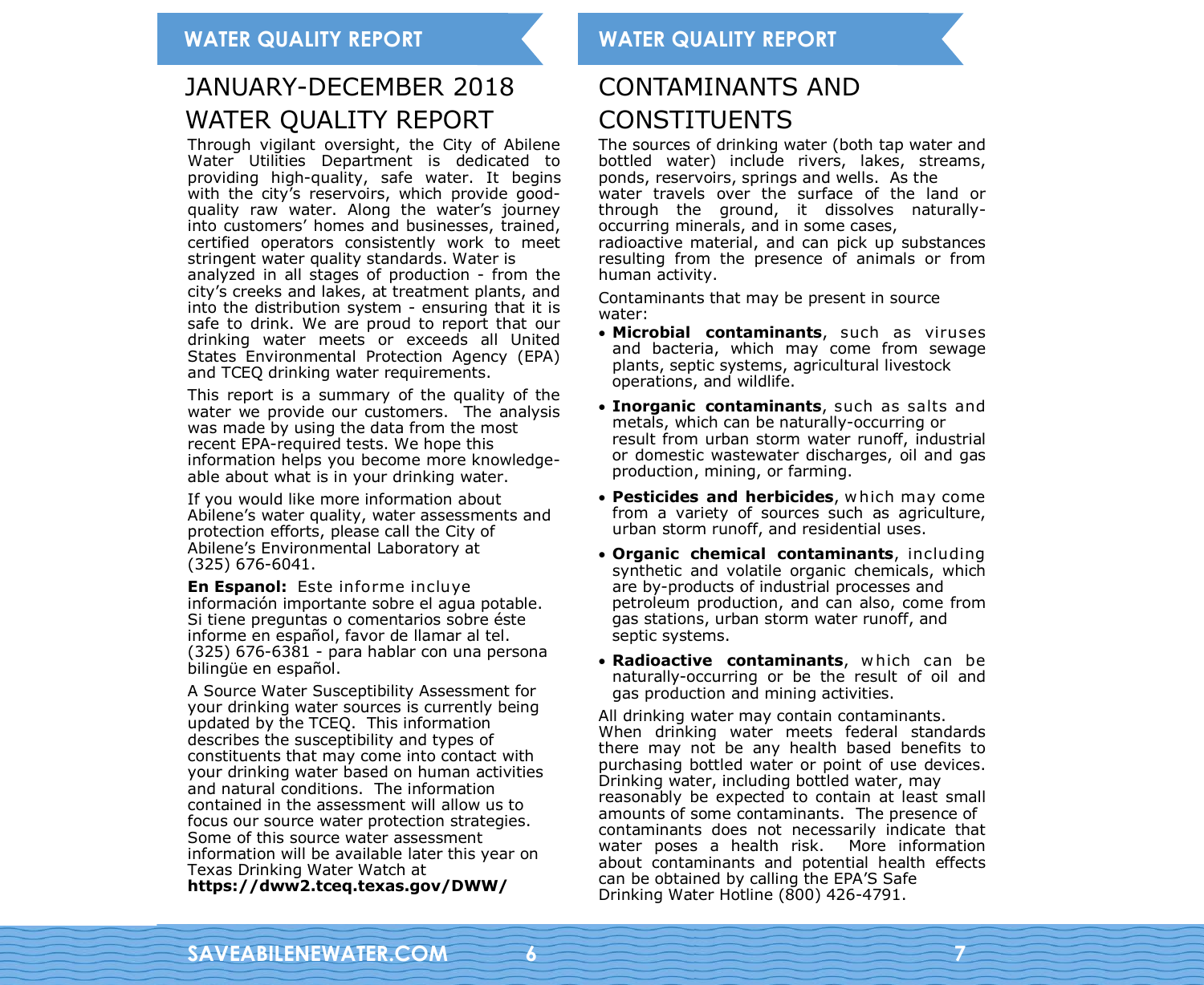# JANUARY-DECEMBER 2018 WATER QUALITY REPORT

Through vigilant oversight, the City of Abilene Water Utilities Department is dedicated to providing high-quality, safe water. It begins with the city's reservoirs, which provide good-quality raw water. Along the water's journey into customers' homes and businesses, trained, certified operators consistently work to meet stringent water quality standards. Water is analyzed in all stages of production - from the city's creeks and lakes, at treatment plants, and into the distribution system - ensuring that it is safe to drink. We are proud to report that our drinking water meets or exceeds all United States Environmental Protection Agency (EPA) and TCEQ drinking water requirements.

This report is a summary of the quality of the water we provide our customers. The analysis was made by using the data from the most recent EPA-required tests. We hope this information helps you become more knowledge-able about what is in your drinking water.

If you would like more information about Abilene's water quality, water assessments and protection efforts, please call the City of Abilene's Environmental Laboratory at (325) 676-6041.

**En Espanol:** Este informe incluye información importante sobre el agua potable. Si tiene preguntas o comentarios sobre éste informe en español, favor de llamar al tel. (325) 676-6381 - para hablar con una persona bilingüe en español.

A Source Water Susceptibility Assessment for your drinking water sources is currently being updated by the TCEQ. This information describes the susceptibility and types of constituents that may come into contact with your drinking water based on human activities and natural conditions. The information contained in the assessment will allow us to focus our source water protection strategies. Some of this source water assessment information will be available later this year on Texas Drinking Water Watch at **https://dww2.tceq.texas.gov/DWW/**

# CONTAMINANTS AND CONSTITUENTS

The sources of drinking water (both tap water and bottled water) include rivers, lakes, streams, ponds, reservoirs, springs and wells. As the water travels over the surface of the land or through the ground, it dissolves naturally-occurring minerals, and in some cases, radioactive material, and can pick up substances resulting from the presence of animals or from human activity.

Contaminants that may be present in source water:

- **Microbial contaminants**, such as viruses and bacteria, which may come from sewage plants, septic systems, agricultural livestock operations, and wildlife.
- **Inorganic contaminants**, such as salts and metals, which can be naturally-occurring or result from urban storm water runoff, industrial or domestic wastewater discharges, oil and gas production, mining, or farming.
- **Pesticides and herbicides**, which may come from a variety of sources such as agriculture, urban storm runoff, and residential uses.
- **Organic chemical contaminants**, including synthetic and volatile organic chemicals, which are by-products of industrial processes and petroleum production, and can also, come from gas stations, urban storm water runoff, and septic systems.
- **Radioactive contaminants**, which can be naturally-occurring or be the result of oil and gas production and mining activities.

All drinking water may contain contaminants. When drinking water meets federal standards there may not be any health based benefits to purchasing bottled water or point of use devices. Drinking water, including bottled water, may reasonably be expected to contain at least small amounts of some contaminants. The presence of contaminants does not necessarily indicate that water poses a health risk. More information about contaminants and potential health effects can be obtained by calling the EPA'S Safe Drinking Water Hotline (800) 426-4791.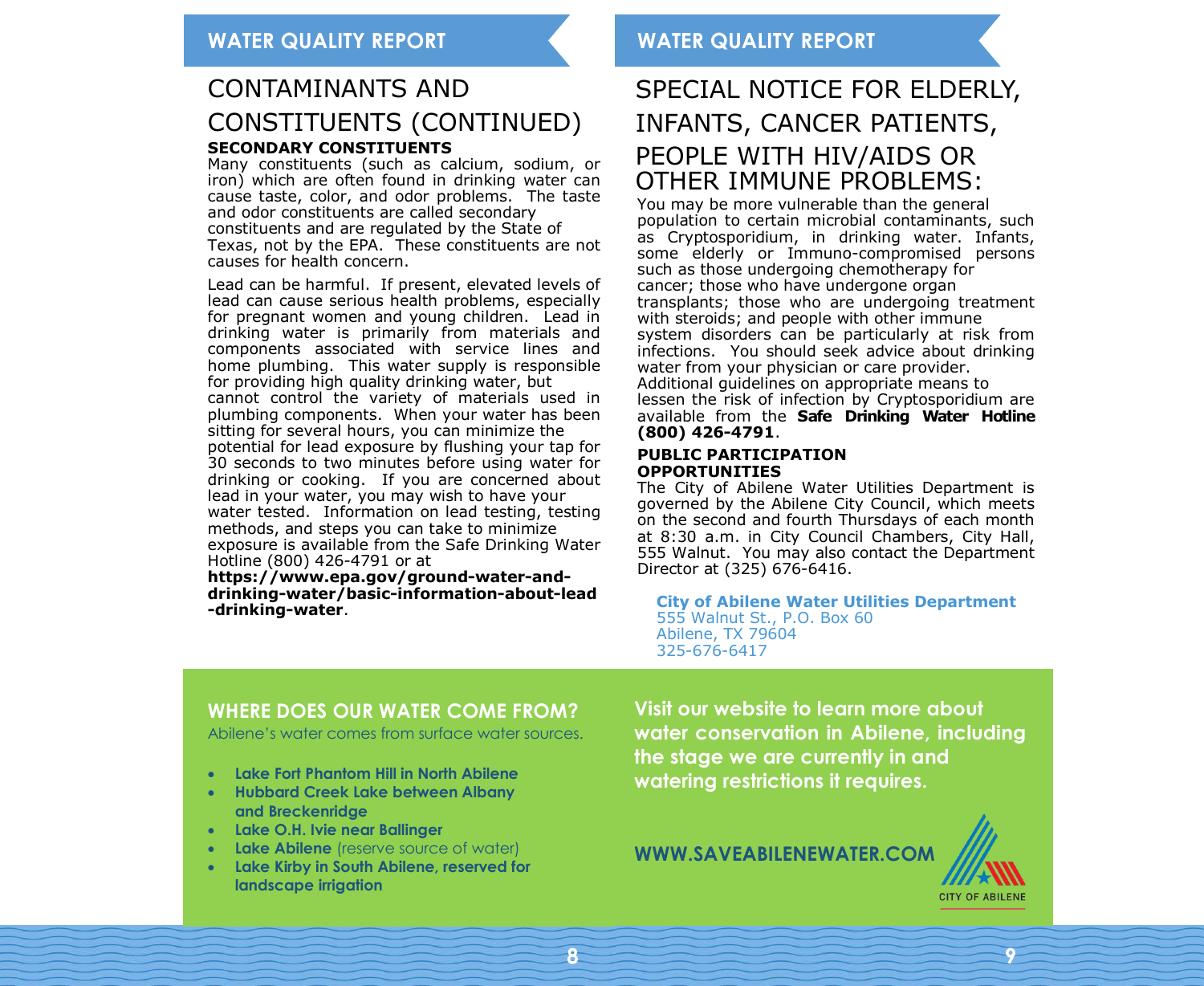# CONTAMINANTS AND CONSTITUENTS (CONTINUED)

**SECONDARY CONSTITUENTS**

Many constituents (such as calcium, sodium, or iron) which are often found in drinking water can cause taste, color, and odor problems. The taste and odor constituents are called secondary constituents and are regulated by the State of Texas, not by the EPA. These constituents are not causes for health concern.

Lead can be harmful. If present, elevated levels of lead can cause serious health problems, especially for pregnant women and young children. Lead in drinking water is primarily from materials and components associated with service lines and home plumbing. This water supply is responsible for providing high quality drinking water, but cannot control the variety of materials used in plumbing components. When your water has been sitting for several hours, you can minimize the potential for lead exposure by flushing your tap for 30 seconds to two minutes before using water for drinking or cooking. If you are concerned about lead in your water, you may wish to have your water tested. Information on lead testing, testing methods, and steps you can take to minimize exposure is available from the Safe Drinking Water Hotline (800) 426-4791 or at **https://www.epa.gov/ground-water-and-drinking-water/basic-information-about-lead-drinking-water**.

# SPECIAL NOTICE FOR ELDERLY, INFANTS, CANCER PATIENTS, PEOPLE WITH HIV/AIDS OR OTHER IMMUNE PROBLEMS:

You may be more vulnerable than the general population to certain microbial contaminants, such as Cryptosporidium, in drinking water. Infants, some elderly or Immuno-compromised persons such as those undergoing chemotherapy for cancer; those who have undergone organ transplants; those who are undergoing treatment with steroids; and people with other immune system disorders can be particularly at risk from infections. You should seek advice about drinking water from your physician or care provider. Additional guidelines on appropriate means to lessen the risk of infection by Cryptosporidium are available from the **Safe Drinking Water Hotline (800) 426-4791**.

**PUBLIC PARTICIPATION OPPORTUNITIES**

The City of Abilene Water Utilities Department is governed by the Abilene City Council, which meets on the second and fourth Thursdays of each month at 8:30 a.m. in City Council Chambers, City Hall, 555 Walnut. You may also contact the Department Director at (325) 676-6416.

**City of Abilene Water Utilities Department**
555 Walnut St., P.O. Box 60
Abilene, TX 79604
325-676-6417

## WHERE DOES OUR WATER COME FROM?

Abilene's water comes from surface water sources.

- **Lake Fort Phantom Hill in North Abilene**
- **Hubbard Creek Lake between Albany and Breckenridge**
- **Lake O.H. Ivie near Ballinger**
- **Lake Abilene** (reserve source of water)
- **Lake Kirby in South Abilene, reserved for landscape irrigation**

**Visit our website to learn more about water conservation in Abilene, including the stage we are currently in and watering restrictions it requires.**

**WWW.SAVEABILENEWATER.COM**

CITY OF ABILENE